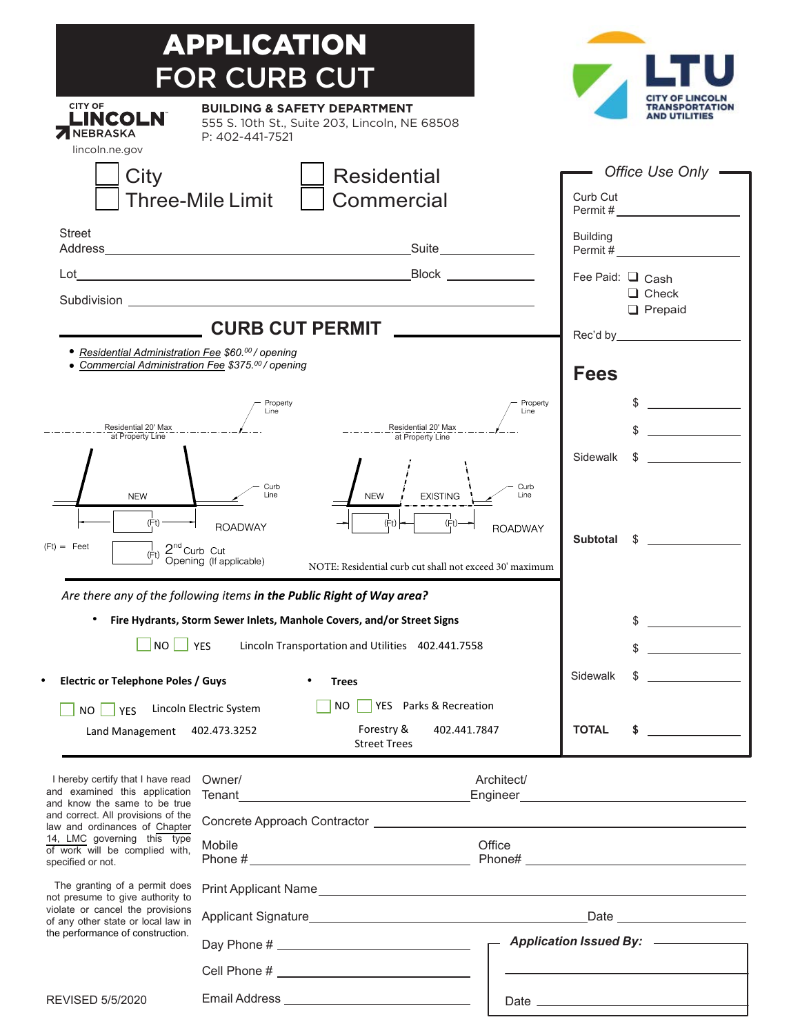# APPLICATION FOR CURB CUT

CITY OF LINCOLN NEBRASKA
lincoln.ne.gov

**BUILDING & SAFETY DEPARTMENT**
555 S. 10th St., Suite 203, Lincoln, NE 68508
P: 402-441-7521

LTU CITY OF LINCOLN TRANSPORTATION AND UTILITIES

☐ City ☐ Three-Mile Limit

☐ Residential ☐ Commercial

Street Address ____________________ Suite ________

Lot ____________________ Block ________

Subdivision ____________________

## CURB CUT PERMIT

- *Residential Administration Fee $60.00 / opening*
- *Commercial Administration Fee $375.00 / opening*

Property Line | Residential 20' Max at Property Line | NEW | Curb Line | (Ft) | ROADWAY

Property Line | Residential 20' Max at Property Line | NEW | EXISTING | Curb Line | (Ft) | (Ft) | ROADWAY

(Ft) = Feet | (Ft) 2nd Curb Cut Opening (If applicable)

NOTE: Residential curb cut shall not exceed 30' maximum

*Are there any of the following items **in the Public Right of Way area?***

- **Fire Hydrants, Storm Sewer Inlets, Manhole Covers, and/or Street Signs**

  ☐ NO ☐ YES Lincoln Transportation and Utilities 402.441.7558

- **Electric or Telephone Poles / Guys**

  ☐ NO ☐ YES Lincoln Electric System Land Management 402.473.3252

- **Trees**

  ☐ NO ☐ YES Parks & Recreation Forestry & Street Trees 402.441.7847

### *Office Use Only*

Curb Cut Permit # ____________

Building Permit # ____________

Fee Paid: ☐ Cash ☐ Check ☐ Prepaid

Rec'd by ____________

**Fees**

| | |
|---|---|
| | $ ________ |
| | $ ________ |
| Sidewalk | $ ________ |
| **Subtotal** | $ ________ |
| | $ ________ |
| | $ ________ |
| Sidewalk | $ ________ |
| **TOTAL** | **$** ________ |

I hereby certify that I have read and examined this application and know the same to be true and correct. All provisions of the law and ordinances of Chapter 14, LMC governing this type of work will be complied with, specified or not.

The granting of a permit does not presume to give authority to violate or cancel the provisions of any other state or local law in the performance of construction.

Owner/Tenant ____________________ Architect/Engineer ____________________

Concrete Approach Contractor ____________________

Mobile Phone # ____________________ Office Phone# ____________________

Print Applicant Name ____________________

Applicant Signature ____________________ Date ____________

Day Phone # ____________________

Cell Phone # ____________________

Email Address ____________________

***Application Issued By:*** ____________________

Date ____________________

REVISED 5/5/2020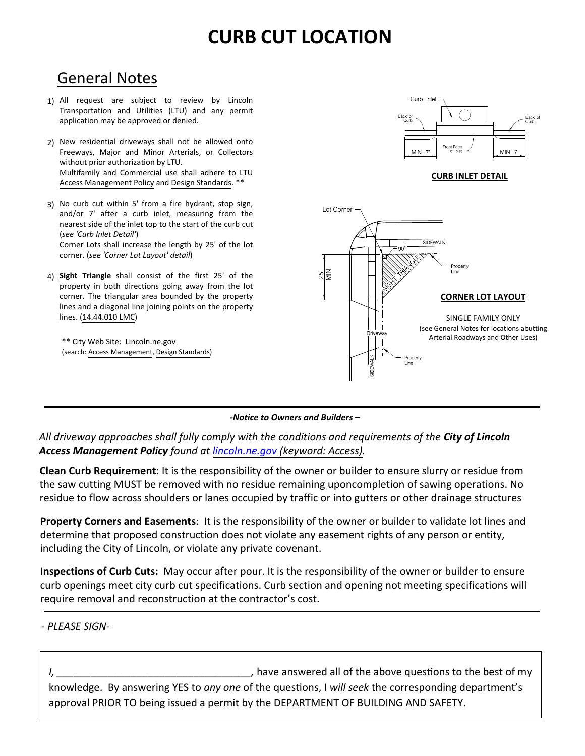# CURB CUT LOCATION

## General Notes

1) All request are subject to review by Lincoln Transportation and Utilities (LTU) and any permit application may be approved or denied.

2) New residential driveways shall not be allowed onto Freeways, Major and Minor Arterials, or Collectors without prior authorization by LTU.
   Multifamily and Commercial use shall adhere to LTU Access Management Policy and Design Standards. **

3) No curb cut within 5' from a fire hydrant, stop sign, and/or 7' after a curb inlet, measuring from the nearest side of the inlet top to the start of the curb cut (*see 'Curb Inlet Detail'*)
   Corner Lots shall increase the length by 25' of the lot corner. (*see 'Corner Lot Layout' detail*)

4) **Sight Triangle** shall consist of the first 25' of the property in both directions going away from the lot corner. The triangular area bounded by the property lines and a diagonal line joining points on the property lines. (14.44.010 LMC)

** City Web Site: Lincoln.ne.gov
(search: Access Management, Design Standards)

Curb Inlet
Back of Curb
Back of Curb
Front Face of Inlet
MIN 7'
MIN 7'

**CURB INLET DETAIL**

Lot Corner
SIDEWALK
90°
Property Line
25' MIN
SIGHT TRIANGLE
Driveway
SIDEWALK
Property Line

**CORNER LOT LAYOUT**

SINGLE FAMILY ONLY
(see General Notes for locations abutting Arterial Roadways and Other Uses)

---

***-Notice to Owners and Builders –***

*All driveway approaches shall fully comply with the conditions and requirements of the **City of Lincoln Access Management Policy** found at lincoln.ne.gov (keyword: Access).*

**Clean Curb Requirement**: It is the responsibility of the owner or builder to ensure slurry or residue from the saw cutting MUST be removed with no residue remaining uponcompletion of sawing operations. No residue to flow across shoulders or lanes occupied by traffic or into gutters or other drainage structures

**Property Corners and Easements**: It is the responsibility of the owner or builder to validate lot lines and determine that proposed construction does not violate any easement rights of any person or entity, including the City of Lincoln, or violate any private covenant.

**Inspections of Curb Cuts:** May occur after pour. It is the responsibility of the owner or builder to ensure curb openings meet city curb cut specifications. Curb section and opening not meeting specifications will require removal and reconstruction at the contractor's cost.

---

*- PLEASE SIGN-*

*I,* ___________________________________, have answered all of the above questions to the best of my knowledge. By answering YES to *any one* of the questions, I *will seek* the corresponding department's approval PRIOR TO being issued a permit by the DEPARTMENT OF BUILDING AND SAFETY.